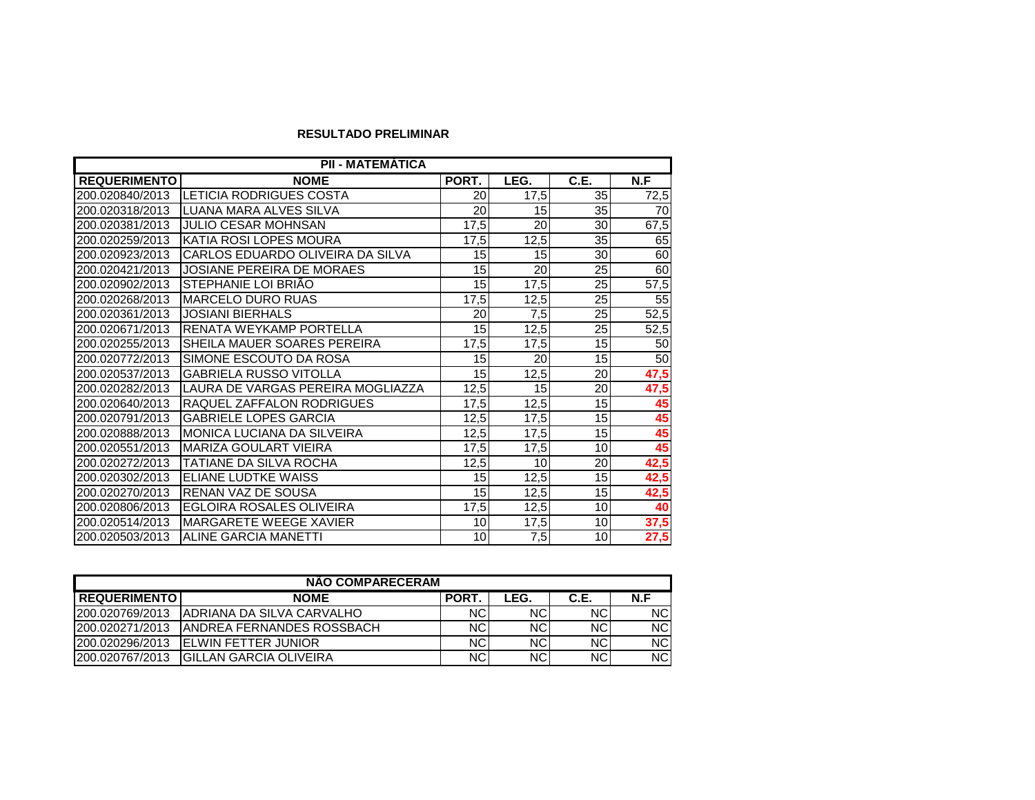**RESULTADO PRELIMINAR**

| PII - MATEMÁTICA | | | | | |
|---|---|---|---|---|---|
| **REQUERIMENTO** | **NOME** | **PORT.** | **LEG.** | **C.E.** | **N.F** |
| 200.020840/2013 | LETICIA RODRIGUES COSTA | 20 | 17,5 | 35 | 72,5 |
| 200.020318/2013 | LUANA MARA ALVES SILVA | 20 | 15 | 35 | 70 |
| 200.020381/2013 | JULIO CESAR MOHNSAN | 17,5 | 20 | 30 | 67,5 |
| 200.020259/2013 | KATIA ROSI LOPES MOURA | 17,5 | 12,5 | 35 | 65 |
| 200.020923/2013 | CARLOS EDUARDO OLIVEIRA DA SILVA | 15 | 15 | 30 | 60 |
| 200.020421/2013 | JOSIANE PEREIRA DE MORAES | 15 | 20 | 25 | 60 |
| 200.020902/2013 | STEPHANIE LOI BRIÃO | 15 | 17,5 | 25 | 57,5 |
| 200.020268/2013 | MARCELO DURO RUAS | 17,5 | 12,5 | 25 | 55 |
| 200.020361/2013 | JOSIANI BIERHALS | 20 | 7,5 | 25 | 52,5 |
| 200.020671/2013 | RENATA WEYKAMP PORTELLA | 15 | 12,5 | 25 | 52,5 |
| 200.020255/2013 | SHEILA MAUER SOARES PEREIRA | 17,5 | 17,5 | 15 | 50 |
| 200.020772/2013 | SIMONE ESCOUTO DA ROSA | 15 | 20 | 15 | 50 |
| 200.020537/2013 | GABRIELA RUSSO VITOLLA | 15 | 12,5 | 20 | **47,5** |
| 200.020282/2013 | LAURA DE VARGAS PEREIRA MOGLIAZZA | 12,5 | 15 | 20 | **47,5** |
| 200.020640/2013 | RAQUEL ZAFFALON RODRIGUES | 17,5 | 12,5 | 15 | **45** |
| 200.020791/2013 | GABRIELE LOPES GARCIA | 12,5 | 17,5 | 15 | **45** |
| 200.020888/2013 | MONICA LUCIANA DA SILVEIRA | 12,5 | 17,5 | 15 | **45** |
| 200.020551/2013 | MARIZA GOULART VIEIRA | 17,5 | 17,5 | 10 | **45** |
| 200.020272/2013 | TATIANE DA SILVA ROCHA | 12,5 | 10 | 20 | **42,5** |
| 200.020302/2013 | ELIANE LUDTKE WAISS | 15 | 12,5 | 15 | **42,5** |
| 200.020270/2013 | RENAN VAZ DE SOUSA | 15 | 12,5 | 15 | **42,5** |
| 200.020806/2013 | EGLOIRA ROSALES OLIVEIRA | 17,5 | 12,5 | 10 | **40** |
| 200.020514/2013 | MARGARETE WEEGE XAVIER | 10 | 17,5 | 10 | **37,5** |
| 200.020503/2013 | ALINE GARCIA MANETTI | 10 | 7,5 | 10 | **27,5** |

| NÃO COMPARECERAM | | | | | |
|---|---|---|---|---|---|
| **REQUERIMENTO** | **NOME** | **PORT.** | **LEG.** | **C.E.** | **N.F** |
| 200.020769/2013 | ADRIANA DA SILVA CARVALHO | NC | NC | NC | NC |
| 200.020271/2013 | ANDREA FERNANDES ROSSBACH | NC | NC | NC | NC |
| 200.020296/2013 | ELWIN FETTER JUNIOR | NC | NC | NC | NC |
| 200.020767/2013 | GILLAN GARCIA OLIVEIRA | NC | NC | NC | NC |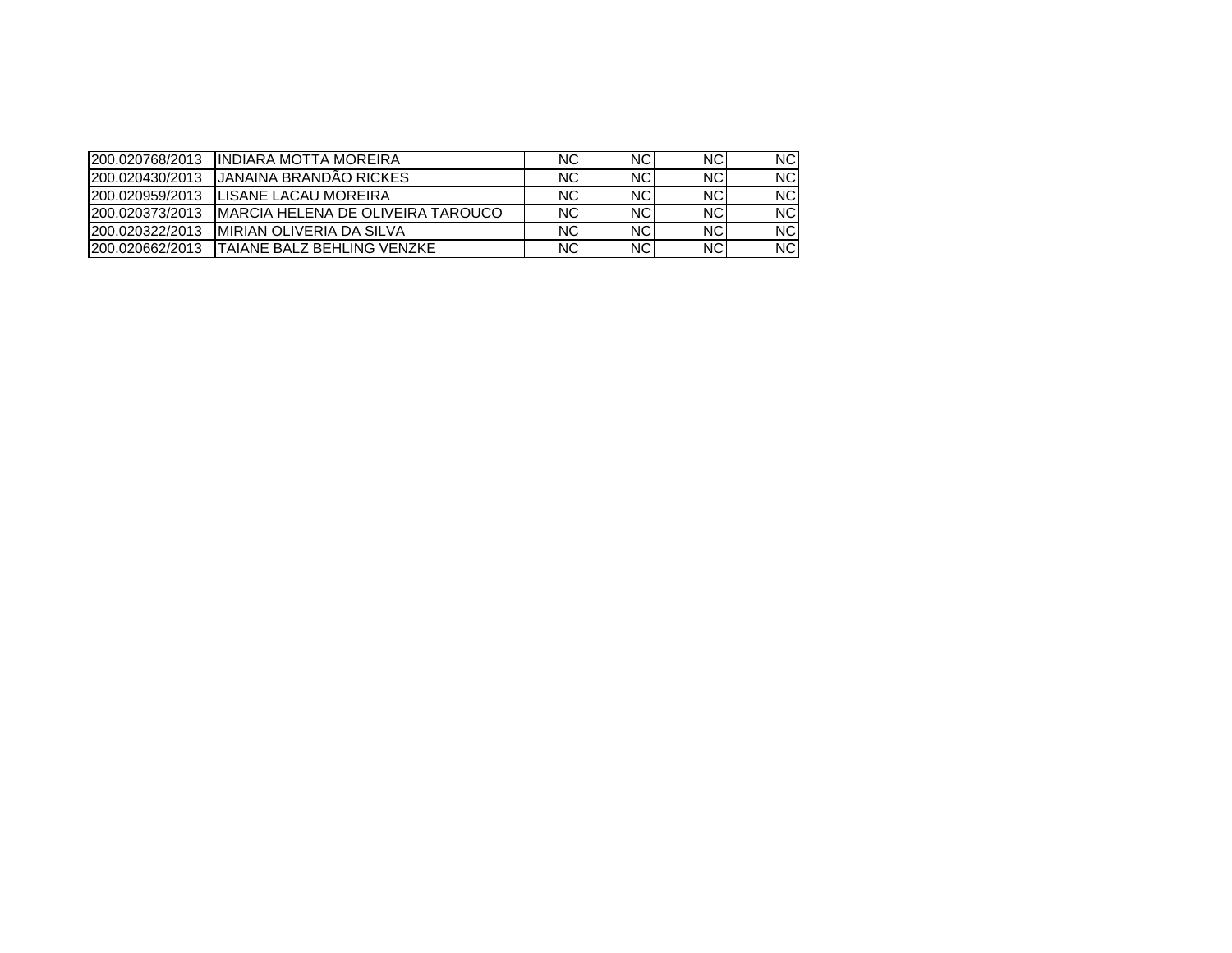| | | | | | |
|---|---|---|---|---|---|
| 200.020768/2013 | INDIARA MOTTA MOREIRA | NC | NC | NC | NC |
| 200.020430/2013 | JANAINA BRANDÃO RICKES | NC | NC | NC | NC |
| 200.020959/2013 | LISANE LACAU MOREIRA | NC | NC | NC | NC |
| 200.020373/2013 | MARCIA HELENA DE OLIVEIRA TAROUCO | NC | NC | NC | NC |
| 200.020322/2013 | MIRIAN OLIVERIA DA SILVA | NC | NC | NC | NC |
| 200.020662/2013 | TAIANE BALZ BEHLING VENZKE | NC | NC | NC | NC |